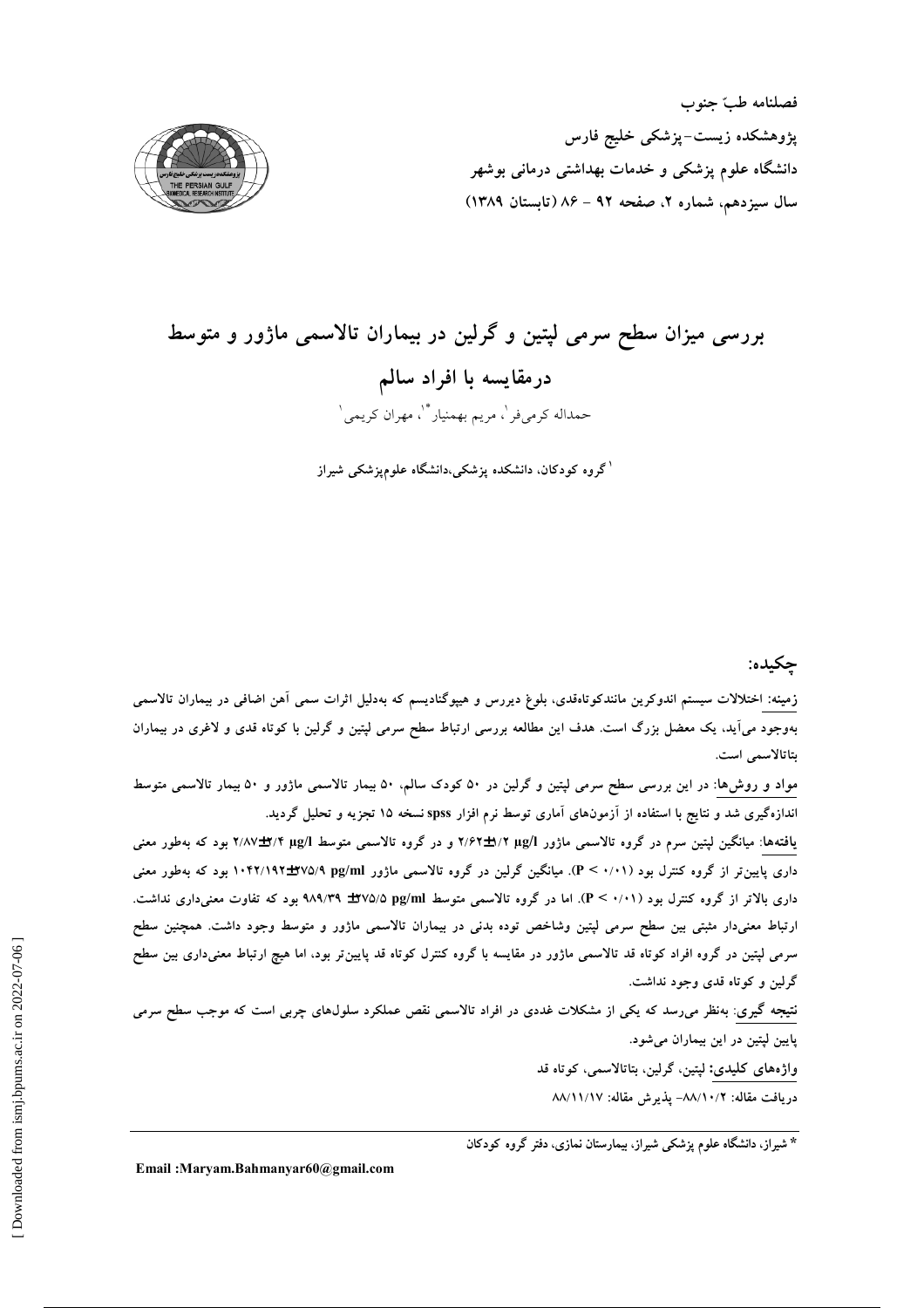فصلنامه طبّ جنوب
پژوهشکده زیست-پزشکی خلیج فارس
دانشگاه علوم پزشکی و خدمات بهداشتی درمانی بوشهر
سال سیزدهم، شماره ۲، صفحه ۹۲ - ۸۶ (تابستان ۱۳۸۹)

# بررسی میزان سطح سرمی لپتین و گرلین در بیماران تالاسمی ماژور و متوسط درمقایسه با افراد سالم

حمداله کرمی‌فر[1]، مریم بهمنیار[*1]، مهران کریمی[1]

[1] گروه کودکان، دانشکده پزشکی، دانشگاه علوم‌پزشکی شیراز

## چکیده:

زمینه: اختلالات سیستم اندوکرین مانندکوتاه‌قدی، بلوغ دیررس و هیپوگنادیسم که به‌دلیل اثرات سمی آهن اضافی در بیماران تالاسمی به‌وجود می‌آید، یک معضل بزرگ است. هدف این مطالعه بررسی ارتباط سطح سرمی لپتین و گرلین با کوتاه قدی و لاغری در بیماران بتاتالاسمی است.

مواد و روش‌ها: در این بررسی سطح سرمی لپتین و گرلین در ۵۰ کودک سالم، ۵۰ بیمار تالاسمی ماژور و ۵۰ بیمار تالاسمی متوسط اندازه‌گیری شد و نتایج با استفاده از آزمون‌های آماری توسط نرم افزار spss نسخه ۱۵ تجزیه و تحلیل گردید.

یافته‌ها: میانگین لپتین سرم در گروه تالاسمی ماژور ۲/۶۲±۱/۲ µg/l و در گروه تالاسمی متوسط ۲/۸۷±۲/۴ µg/l بود که به‌طور معنی داری پایین‌تر از گروه کنترل بود ($P < 0.01$). میانگین گرلین در گروه تالاسمی ماژور ۱۰۴۲/۱۹۲±۷۵/۹ pg/ml بود که به‌طور معنی داری بالاتر از گروه کنترل بود ($P < 0.01$). اما در گروه تالاسمی متوسط ۹۸۹/۳۹ ±۷۵/۵ pg/ml بود که تفاوت معنی‌داری نداشت. ارتباط معنی‌دار مثبتی بین سطح سرمی لپتین وشاخص توده بدنی در بیماران تالاسمی ماژور و متوسط وجود داشت. همچنین سطح سرمی لپتین در گروه افراد کوتاه قد تالاسمی ماژور در مقایسه با گروه کنترل کوتاه قد پایین‌تر بود، اما هیچ ارتباط معنی‌داری بین سطح گرلین و کوتاه قدی وجود نداشت.

نتیجه گیری: به‌نظر می‌رسد که یکی از مشکلات غددی در افراد تالاسمی نقص عملکرد سلول‌های چربی است که موجب سطح سرمی پایین لپتین در این بیماران می‌شود.

واژه‌های کلیدی: لپتین، گرلین، بتاتالاسمی، کوتاه قد

دریافت مقاله: ۸۸/۱۰/۲- پذیرش مقاله: ۸۸/۱۱/۱۷

* شیراز، دانشگاه علوم پزشکی شیراز، بیمارستان نمازی، دفتر گروه کودکان

Email :Maryam.Bahmanyar60@gmail.com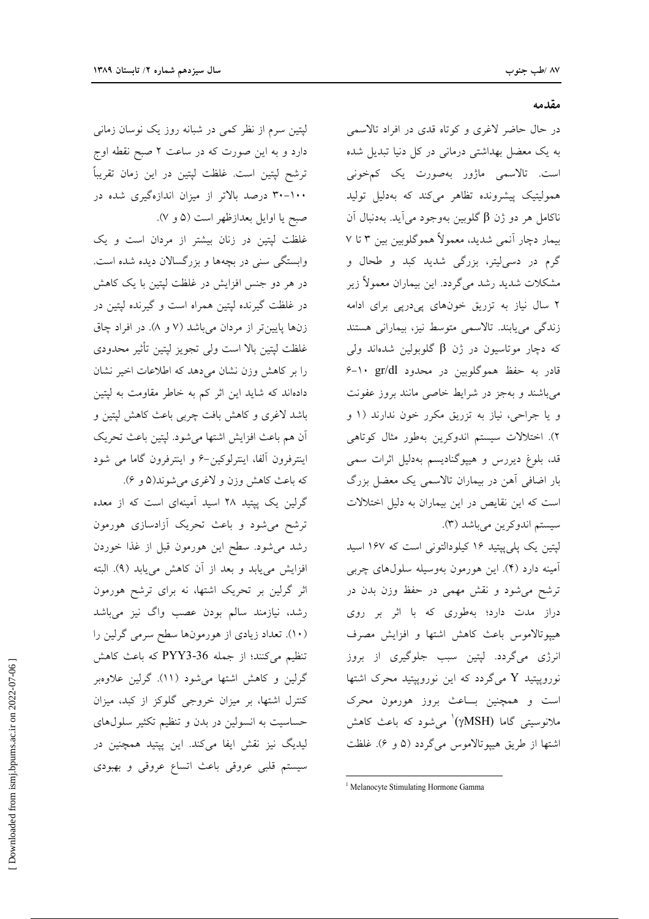## مقدمه

در حال حاضر لاغری و کوتاه قدی در افراد تالاسمی به یک معضل بهداشتی درمانی در کل دنیا تبدیل شده است. تالاسمی ماژور به‌صورت یک کم‌خونی همولیتیک پیشرونده تظاهر می‌کند که به‌دلیل تولید ناکامل هر دو ژن β گلوبین به‌وجود می‌آید. به‌دنبال آن بیمار دچار آنمی شدید، معمولاً هموگلوبین بین ۳ تا ۷ گرم در دسی‌لیتر، بزرگی شدید کبد و طحال و مشکلات شدید رشد می‌گردد. این بیماران معمولاً زیر ۲ سال نیاز به تزریق خون‌های پی‌درپی برای ادامه زندگی می‌یابند. تالاسمی متوسط نیز، بیمارانی هستند که دچار موتاسیون در ژن β گلوبولین شده‌اند ولی قادر به حفظ هموگلوبین در محدود ۱۰-۶ gr/dl می‌باشند و به‌جز در شرایط خاصی مانند بروز عفونت و یا جراحی، نیاز به تزریق مکرر خون ندارند (۱ و ۲). اختلالات سیستم اندوکرین به‌طور مثال کوتاهی قد، بلوغ دیررس و هیپوگنادیسم به‌دلیل اثرات سمی بار اضافی آهن در بیماران تالاسمی یک معضل بزرگ است که این نقایص در این بیماران به دلیل اختلالات سیستم اندوکرین می‌باشد (۳).

لپتین یک پلی‌پپتید ۱۶ کیلودالتونی است که ۱۶۷ اسید آمینه دارد (۴). این هورمون به‌وسیله سلول‌های چربی ترشح می‌شود و نقش مهمی در حفظ وزن بدن در دراز مدت دارد؛ به‌طوری که با اثر بر روی هیپوتالاموس باعث کاهش اشتها و افزایش مصرف انرژی می‌گردد. لپتین سبب جلوگیری از بروز نوروپپتید Y می‌گردد که این نوروپپتید محرک اشتها است و همچنین باعث بروز هورمون محرک ملانوسیتی گاما (γMSH)[1] می‌شود که باعث کاهش اشتها از طریق هیپوتالاموس می‌گردد (۵ و ۶). غلظت لپتین سرم از نظر کمی در شبانه روز یک نوسان زمانی دارد و به این صورت که در ساعت ۲ صبح نقطه اوج ترشح لپتین است. غلظت لپتین در این زمان تقریباً ۱۰۰-۳۰ درصد بالاتر از میزان اندازه‌گیری شده در صبح یا اوایل بعدازظهر است (۵ و ۷).

غلظت لپتین در زنان بیشتر از مردان است و یک وابستگی سنی در بچه‌ها و بزرگسالان دیده شده است. در هر دو جنس افزایش در غلظت لپتین با یک کاهش در غلظت گیرنده لپتین همراه است و گیرنده لپتین در زن‌ها پایین‌تر از مردان می‌باشد (۷ و ۸). در افراد چاق غلظت لپتین بالا است ولی تجویز لپتین تأثیر محدودی را بر کاهش وزن نشان می‌دهد که اطلاعات اخیر نشان داده‌اند که شاید این اثر کم به خاطر مقاومت به لپتین باشد لاغری و کاهش بافت چربی باعث کاهش لپتین و آن هم باعث افزایش اشتها می‌شود. لپتین باعث تحریک اینترفرون آلفا، اینترلوکین-۶ و اینترفرون گاما می شود که باعث کاهش وزن و لاغری می‌شوند(۵ و ۶).

گرلین یک پپتید ۲۸ اسید آمینه‌ای است که از معده ترشح می‌شود و باعث تحریک آزادسازی هورمون رشد می‌شود. سطح این هورمون قبل از غذا خوردن افزایش می‌یابد و بعد از آن کاهش می‌یابد (۹). البته اثر گرلین بر تحریک اشتها، نه برای ترشح هورمون رشد، نیازمند سالم بودن عصب واگ نیز می‌باشد (۱۰). تعداد زیادی از هورمون‌ها سطح سرمی گرلین را تنظیم می‌کنند؛ از جمله PYY3-36 که باعث کاهش گرلین و کاهش اشتها می‌شود (۱۱). گرلین علاوه‌بر کنترل اشتها، بر میزان خروجی گلوکز از کبد، میزان حساسیت به انسولین در بدن و تنظیم تکثیر سلول‌های لیدیگ نیز نقش ایفا می‌کند. این پپتید همچنین در سیستم قلبی عروقی باعث اتساع عروقی و بهبودی

---

[1] Melanocyte Stimulating Hormone Gamma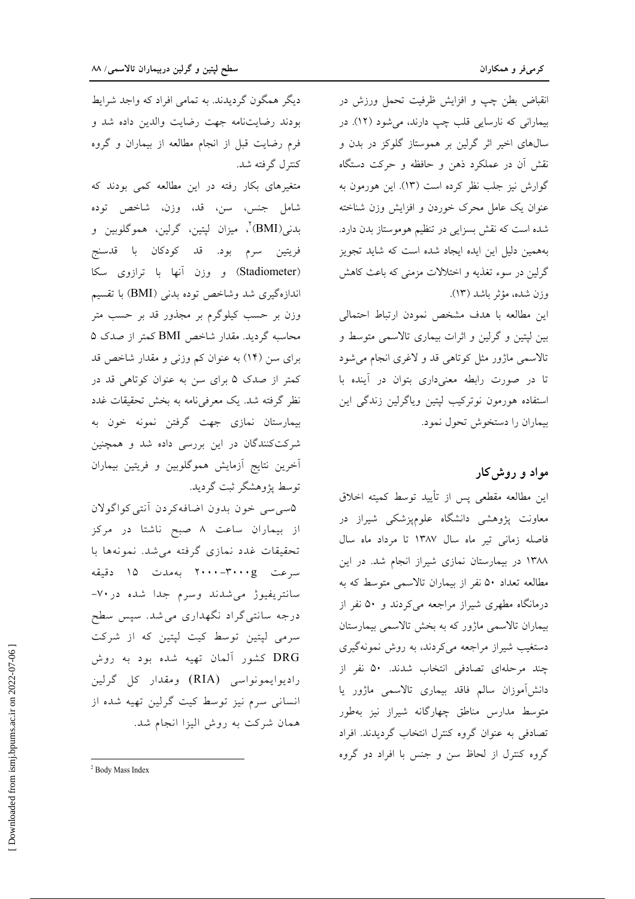انقباض بطن چپ و افزایش ظرفیت تحمل ورزش در بیمارانی که نارسایی قلب چپ دارند، می‌شود (۱۲). در سال‌های اخیر اثر گرلین بر هموستاز گلوکز در بدن و نقش آن در عملکرد ذهن و حافظه و حرکت دستگاه گوارش نیز جلب نظر کرده است (۱۳). این هورمون به عنوان یک عامل محرک خوردن و افزایش وزن شناخته شده است که نقش بسزایی در تنظیم هوموستاز بدن دارد. به‌همین دلیل این ایده ایجاد شده است که شاید تجویز گرلین در سوء تغذیه و اختلالات مزمنی که باعث کاهش وزن شده، مؤثر باشد (۱۳).

این مطالعه با هدف مشخص نمودن ارتباط احتمالی بین لپتین و گرلین و اثرات بیماری تالاسمی متوسط و تالاسمی ماژور مثل کوتاهی قد و لاغری انجام می‌شود تا در صورت رابطه معنی‌داری بتوان در آینده با استفاده هورمون نوترکیب لپتین ویاگرلین زندگی این بیماران را دستخوش تحول نمود.

## مواد و روش‌کار

این مطالعه مقطعی پس از تأیید توسط کمیته اخلاق معاونت پژوهشی دانشگاه علوم‌پزشکی شیراز در فاصله زمانی تیر ماه سال ۱۳۸۷ تا مرداد ماه سال ۱۳۸۸ در بیمارستان نمازی شیراز انجام شد. در این مطالعه تعداد ۵۰ نفر از بیماران تالاسمی متوسط که به درمانگاه مطهری شیراز مراجعه می‌کردند و ۵۰ نفر از بیماران تالاسمی ماژور که به بخش تالاسمی بیمارستان دستغیب شیراز مراجعه می‌کردند، به روش نمونه‌گیری چند مرحله‌ای تصادفی انتخاب شدند. ۵۰ نفر از دانش‌آموزان سالم فاقد بیماری تالاسمی ماژور یا متوسط مدارس مناطق چهارگانه شیراز نیز به‌طور تصادفی به عنوان گروه کنترل انتخاب گردیدند. افراد گروه کنترل از لحاظ سن و جنس با افراد دو گروه دیگر همگون گردیدند. به تمامی افراد که واجد شرایط بودند رضایت‌نامه جهت رضایت والدین داده شد و فرم رضایت قبل از انجام مطالعه از بیماران و گروه کنترل گرفته شد.

متغیرهای بکار رفته در این مطالعه کمی بودند که شامل جنس، سن، قد، وزن، شاخص توده بدنی(BMI)[2]، میزان لپتین، گرلین، هموگلوبین و فریتین سرم بود. قد کودکان با قدسنج (Stadiometer) و وزن آنها با ترازوی سکا اندازه‌گیری شد وشاخص توده بدنی (BMI) با تقسیم وزن بر حسب کیلوگرم بر مجذور قد بر حسب متر محاسبه گردید. مقدار شاخص BMI کمتر از صدک ۵ برای سن (۱۴) به عنوان کم وزنی و مقدار شاخص قد کمتر از صدک ۵ برای سن به عنوان کوتاهی قد در نظر گرفته شد. یک معرفی‌نامه به بخش تحقیقات غدد بیمارستان نمازی جهت گرفتن نمونه خون به شرکت‌کنندگان در این بررسی داده شد و همچنین آخرین نتایج آزمایش هموگلوبین و فریتین بیماران توسط پژوهشگر ثبت گردید.

۵سی‌سی خون بدون اضافه‌کردن آنتی‌کواگولان از بیماران ساعت ۸ صبح ناشتا در مرکز تحقیقات غدد نمازی گرفته می‌شد. نمونه‌ها با سرعت ۳۰۰۰g–۲۰۰۰ به‌مدت ۱۵ دقیقه سانتریفیوژ می‌شدند وسرم جدا شده در۷۰- درجه سانتی‌گراد نگهداری می‌شد. سپس سطح سرمی لپتین توسط کیت لپتین که از شرکت DRG کشور آلمان تهیه شده بود به روش رادیوایمونواسی (RIA) ومقدار کل گرلین انسانی سرم نیز توسط کیت گرلین تهیه شده از همان شرکت به روش الیزا انجام شد.

[2] Body Mass Index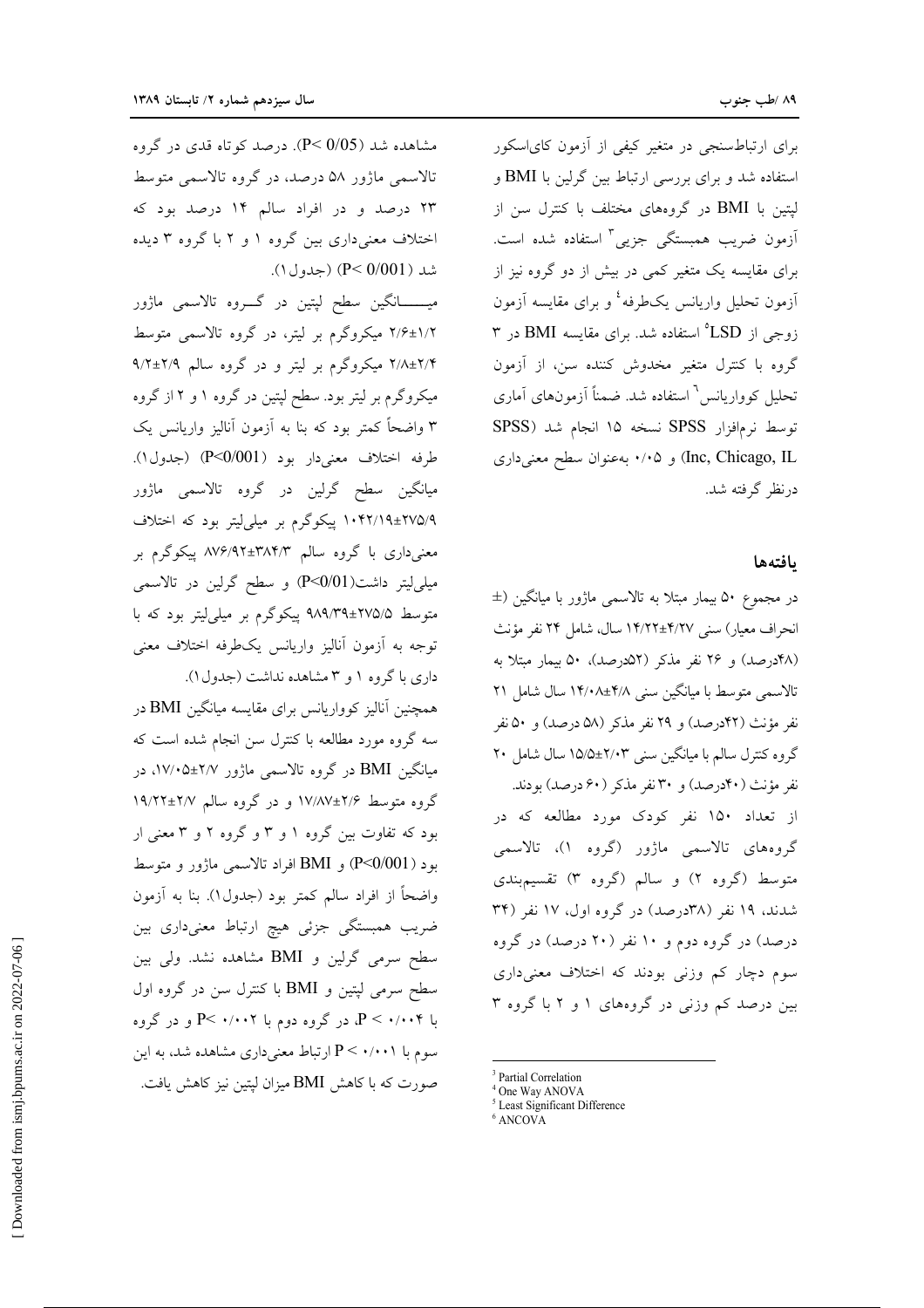برای ارتباط‌سنجی در متغیر کیفی از آزمون کای‌اسکور استفاده شد و برای بررسی ارتباط بین گرلین با BMI و لپتین با BMI در گروه‌های مختلف با کنترل سن از آزمون ضریب همبستگی جزیی[3] استفاده شده است. برای مقایسه یک متغیر کمی در بیش از دو گروه نیز از آزمون تحلیل واریانس یک‌طرفه[4] و برای مقایسه آزمون زوجی از LSD[5] استفاده شد. برای مقایسه BMI در ۳ گروه با کنترل متغیر مخدوش کننده سن، از آزمون تحلیل کوواریانس[6] استفاده شد. ضمناً آزمون‌های آماری توسط نرم‌افزار SPSS نسخه ۱۵ انجام شد (SPSS Inc, Chicago, IL) و ۰/۰۵ به‌عنوان سطح معنی‌داری درنظر گرفته شد.

## یافته‌ها

در مجموع ۵۰ بیمار مبتلا به تالاسمی ماژور با میانگین (± انحراف معیار) سنی ۱۴/۲۲±۴/۲۷ سال، شامل ۲۴ نفر مؤنث (۴۸درصد) و ۲۶ نفر مذکر (۵۲درصد)، ۵۰ بیمار مبتلا به تالاسمی متوسط با میانگین سنی ۱۴/۰۸±۴/۸ سال شامل ۲۱ نفر مؤنث (۴۲درصد) و ۲۹ نفر مذکر (۵۸ درصد) و ۵۰ نفر گروه کنترل سالم با میانگین سنی ۱۵/۵±۲/۰۳ سال شامل ۲۰ نفر مؤنث (۴۰درصد) و ۳۰ نفر مذکر (۶۰ درصد) بودند.

از تعداد ۱۵۰ نفر کودک مورد مطالعه که در گروه‌های تالاسمی ماژور (گروه ۱)، تالاسمی متوسط (گروه ۲) و سالم (گروه ۳) تقسیم‌بندی شدند، ۱۹ نفر (۳۸درصد) در گروه اول، ۱۷ نفر (۳۴ درصد) در گروه دوم و ۱۰ نفر (۲۰ درصد) در گروه سوم دچار کم وزنی بودند که اختلاف معنی‌داری بین درصد کم وزنی در گروه‌های ۱ و ۲ با گروه ۳ مشاهده شد (P< 0/05). درصد کوتاه قدی در گروه تالاسمی ماژور ۵۸ درصد، در گروه تالاسمی متوسط ۲۳ درصد و در افراد سالم ۱۴ درصد بود که اختلاف معنی‌داری بین گروه ۱ و ۲ با گروه ۳ دیده شد (P< 0/001) (جدول۱).

میانگین سطح لپتین در گروه تالاسمی ماژور ۲/۶±۱/۲ میکروگرم بر لیتر، در گروه تالاسمی متوسط ۲/۸±۲/۴ میکروگرم بر لیتر و در گروه سالم ۹/۲±۲/۹ میکروگرم بر لیتر بود. سطح لپتین در گروه ۱ و ۲ از گروه ۳ واضحاً کمتر بود که بنا به آزمون آنالیز واریانس یک طرفه اختلاف معنی‌دار بود (P<0/001) (جدول۱). میانگین سطح گرلین در گروه تالاسمی ماژور ۱۰۴۲/۱۹±۲۷۵/۹ پیکوگرم بر میلی‌لیتر بود که اختلاف معنی‌داری با گروه سالم ۸۷۶/۹۲±۳۸۴/۳ پیکوگرم بر میلی‌لیتر داشت(P<0/01) و سطح گرلین در تالاسمی متوسط ۹۸۹/۳۹±۲۷۵/۵ پیکوگرم بر میلی‌لیتر بود که با توجه به آزمون آنالیز واریانس یک‌طرفه اختلاف معنی داری با گروه ۱ و ۳ مشاهده نداشت (جدول۱).

همچنین آنالیز کوواریانس برای مقایسه میانگین BMI در سه گروه مورد مطالعه با کنترل سن انجام شده است که میانگین BMI در گروه تالاسمی ماژور ۱۷/۰۵±۲/۷، در گروه متوسط ۱۷/۸۷±۲/۶ و در گروه سالم ۱۹/۲۲±۲/۷ بود که تفاوت بین گروه ۱ و ۳ و گروه ۲ و ۳ معنی ار بود (P<0/001) و BMI افراد تالاسمی ماژور و متوسط واضحاً از افراد سالم کمتر بود (جدول۱). بنا به آزمون ضریب همبستگی جزئی هیچ ارتباط معنی‌داری بین سطح سرمی گرلین و BMI مشاهده نشد. ولی بین سطح سرمی لپتین و BMI با کنترل سن در گروه اول با P < ۰/۰۰۴، در گروه دوم با P< ۰/۰۰۲ و در گروه سوم با P < ۰/۰۰۱ ارتباط معنی‌داری مشاهده شد، به این صورت که با کاهش BMI میزان لپتین نیز کاهش یافت.

---

[3] Partial Correlation

[4] One Way ANOVA

[5] Least Significant Difference

[6] ANCOVA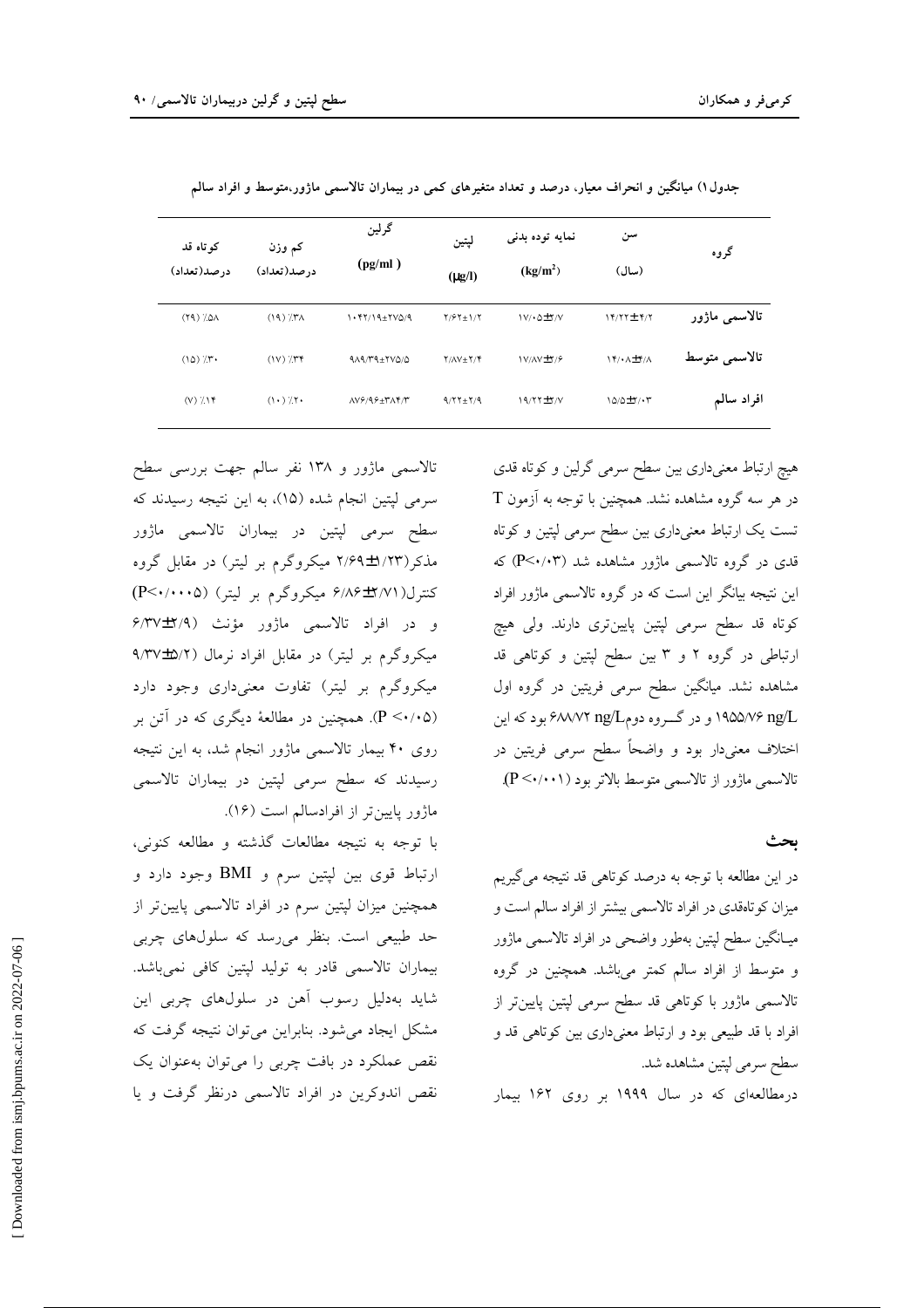جدول۱) میانگین و انحراف معیار، درصد و تعداد متغیرهای کمی در بیماران تالاسمی ماژور،متوسط و افراد سالم

| گروه | سن (سال) | نمایه توده بدنی ($kg/m^2$) | لپتین ($\mu g/l$) | گرلین (pg/ml) | کم وزن درصد(تعداد) | کوتاه قد درصد(تعداد) |
|---|---|---|---|---|---|---|
| تالاسمی ماژور | ۱۴/۲۲±۴/۲ | ۱۷/۰۵±۲/۷ | ۲/۶۲±۱/۲ | ۱۰۴۲/۱۹±۲۷۵/۹ | ٪۳۸ (۱۹) | ٪۵۸ (۲۹) |
| تالاسمی متوسط | ۱۴/۰۸±۳/۸ | ۱۷/۸۷±۲/۶ | ۲/۸۷±۲/۴ | ۹۸۹/۳۹±۲۷۵/۵ | ٪۳۴ (۱۷) | ٪۳۰ (۱۵) |
| افراد سالم | ۱۵/۵±۲/۰۳ | ۱۹/۲۲±۳/۷ | ۹/۲۲±۲/۹ | ۸۷۶/۹۶±۳۸۴/۳ | ٪۲۰ (۱۰) | ٪۱۴ (۷) |

هیچ ارتباط معنی‌داری بین سطح سرمی گرلین و کوتاه قدی در هر سه گروه مشاهده نشد. همچنین با توجه به آزمون T تست یک ارتباط معنی‌داری بین سطح سرمی لپتین و کوتاه قدی در گروه تالاسمی ماژور مشاهده شد (P<۰/۰۳) که این نتیجه بیانگر این است که در گروه تالاسمی ماژور افراد کوتاه قد سطح سرمی لپتین پایین‌تری دارند. ولی هیچ ارتباطی در گروه ۲ و ۳ بین سطح لپتین و کوتاهی قد مشاهده نشد. میانگین سطح سرمی فریتین در گروه اول ۱۹۵۵/۷۶ ng/L و در گروه دوم ۶۸۸/۷۲ ng/L بود که این اختلاف معنی‌دار بود و واضحاً سطح سرمی فریتین در تالاسمی ماژور از تالاسمی متوسط بالاتر بود (P<۰/۰۰۱).

## بحث

در این مطالعه با توجه به درصد کوتاهی قد نتیجه می‌گیریم میزان کوتاه‌قدی در افراد تالاسمی بیشتر از افراد سالم است و میانگین سطح لپتین به‌طور واضحی در افراد تالاسمی ماژور و متوسط از افراد سالم کمتر می‌باشد. همچنین در گروه تالاسمی ماژور با کوتاهی قد سطح سرمی لپتین پایین‌تر از افراد با قد طبیعی بود و ارتباط معنی‌داری بین کوتاهی قد و سطح سرمی لپتین مشاهده شد.

درمطالعه‌ای که در سال ۱۹۹۹ بر روی ۱۶۲ بیمار تالاسمی ماژور و ۱۳۸ نفر سالم جهت بررسی سطح سرمی لپتین انجام شده (۱۵)، به این نتیجه رسیدند که سطح سرمی لپتین در بیماران تالاسمی ماژور مذکر(۲/۶۹±۱/۲۳ میکروگرم بر لیتر) در مقابل گروه کنترل(۶/۸۶±۲/۷۱ میکروگرم بر لیتر) (P<۰/۰۰۰۵) و در افراد تالاسمی ماژور مؤنث (۶/۳۷±۲/۹ میکروگرم بر لیتر) در مقابل افراد نرمال (۹/۳۷±۵/۲ میکروگرم بر لیتر) تفاوت معنی‌داری وجود دارد (P<۰/۰۵). همچنین در مطالعهٔ دیگری که در آتن بر روی ۴۰ بیمار تالاسمی ماژور انجام شد، به این نتیجه رسیدند که سطح سرمی لپتین در بیماران تالاسمی ماژور پایین‌تر از افرادسالم است (۱۶).

با توجه به نتیجه مطالعات گذشته و مطالعه کنونی، ارتباط قوی بین لپتین سرم و BMI وجود دارد و همچنین میزان لپتین سرم در افراد تالاسمی پایین‌تر از حد طبیعی است. بنظر می‌رسد که سلول‌های چربی بیماران تالاسمی قادر به تولید لپتین کافی نمی‌باشد. شاید به‌دلیل رسوب آهن در سلول‌های چربی این مشکل ایجاد می‌شود. بنابراین می‌توان نتیجه گرفت که نقص عملکرد در بافت چربی را می‌توان به‌عنوان یک نقص اندوکرین در افراد تالاسمی درنظر گرفت و یا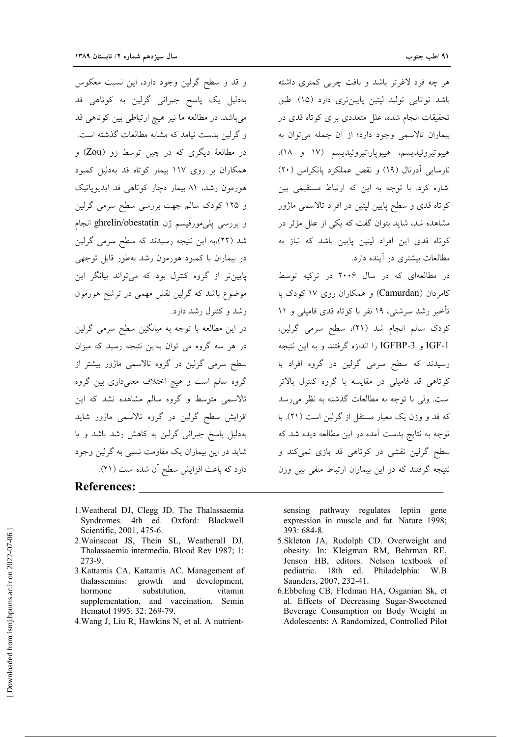هر چه فرد لاغرتر باشد و بافت چربی کمتری داشته باشد توانایی تولید لپتین پایین‌تری دارد (۱۵). طبق تحقیقات انجام شده، علل متعددی برای کوتاه قدی در بیماران تالاسمی وجود دارد؛ از آن جمله می‌توان به هیپوتیروئیدیسم، هیپوپاراتیروئیدیسم (۱۷ و ۱۸)، نارسایی آدرنال (۱۹) و نقص عملکرد پانکراس (۲۰) اشاره کرد. با توجه به این که ارتباط مستقیمی بین کوتاه قدی و سطح پایین لپتین در افراد تالاسمی ماژور مشاهده شد، شاید بتوان گفت که یکی از علل مؤثر در کوتاه قدی این افراد لپتین پایین باشد که نیاز به مطالعات بیشتری در آینده دارد.

در مطالعه‌ای که در سال ۲۰۰۶ در ترکیه توسط کامردان (Camurdan) و همکاران روی ۱۷ کودک با تأخیر رشد سرشتی، ۱۹ نفر با کوتاه قدی فامیلی و ۱۱ کودک سالم انجام شد (۲۱)، سطح سرمی گرلین، IGF-1 و IGFBP-3 را اندازه گرفتند و به این نتیجه رسیدند که سطح سرمی گرلین در گروه افراد با کوتاهی قد فامیلی در مقایسه با گروه کنترل بالاتر است. ولی با توجه به مطالعات گذشته به نظر می‌رسد که قد و وزن یک معیار مستقل از گرلین است (۲۱). با توجه به نتایج بدست آمده در این مطالعه دیده شد که سطح گرلین نقشی در کوتاهی قد بازی نمی‌کند و نتیجه گرفتند که در این بیماران ارتباط منفی بین وزن و قد و سطح گرلین وجود دارد، این نسبت معکوس به‌دلیل یک پاسخ جبرانی گرلین به کوتاهی قد می‌باشد. در مطالعه ما نیز هیچ ارتباطی بین کوتاهی قد و گرلین بدست نیامد که مشابه مطالعات گذشته است.

در مطالعهٔ دیگری که در چین توسط زو (Zou) و همکاران بر روی ۱۱۷ بیمار کوتاه قد به‌دلیل کمبود هورمون رشد، ۸۱ بیمار دچار کوتاهی قد ایدیوپاتیک و ۱۲۵ کودک سالم جهت بررسی سطح سرمی گرلین و بررسی پلی‌مورفیسم ژن ghrelin/obestatin انجام شد (۲۲)،به این نتیجه رسیدند که سطح سرمی گرلین در بیماران با کمبود هورمون رشد به‌طور قابل توجهی پایین‌تر از گروه کنترل بود که می‌تواند بیانگر این موضوع باشد که گرلین نقش مهمی در ترشح هورمون رشد و کنترل رشد دارد.

در این مطالعه با توجه به میانگین سطح سرمی گرلین در هر سه گروه می توان به‌این نتیجه رسید که میزان سطح سرمی گرلین در گروه تالاسمی ماژور بیشتر از گروه سالم است و هیچ اختلاف معنی‌داری بین گروه تالاسمی متوسط و گروه سالم مشاهده نشد که این افزایش سطح گرلین در گروه تالاسمی ماژور شاید به‌دلیل پاسخ جبرانی گرلین به کاهش رشد باشد و یا شاید در این بیماران یک مقاومت نسبی به گرلین وجود دارد که باعث افزایش سطح آن شده است (۲۱).

## References:

1. Weatheral DJ, Clegg JD. The Thalassaemia Syndromes. 4th ed. Oxford: Blackwell Scientific, 2001, 475-6.
2. Wainscoat JS, Thein SL, Weatherall DJ. Thalassaemia intermedia. Blood Rev 1987; 1: 273-9.
3. Kattamis CA, Kattamis AC. Management of thalassemias: growth and development, hormone substitution, vitamin supplementation, and vaccination. Semin Hematol 1995; 32: 269-79.
4. Wang J, Liu R, Hawkins N, et al. A nutrient-sensing pathway regulates leptin gene expression in muscle and fat. Nature 1998; 393: 684-8.
5. Skleton JA, Rudolph CD. Overweight and obesity. In: Kleigman RM, Behrman RE, Jenson HB, editors. Nelson textbook of pediatric. 18th ed. Philadelphia: W.B Saunders, 2007, 232-41.
6. Ebbeling CB, Fledman HA, Osganian Sk, et al. Effects of Decreasing Sugar-Sweetened Beverage Consumption on Body Weight in Adolescents: A Randomized, Controlled Pilot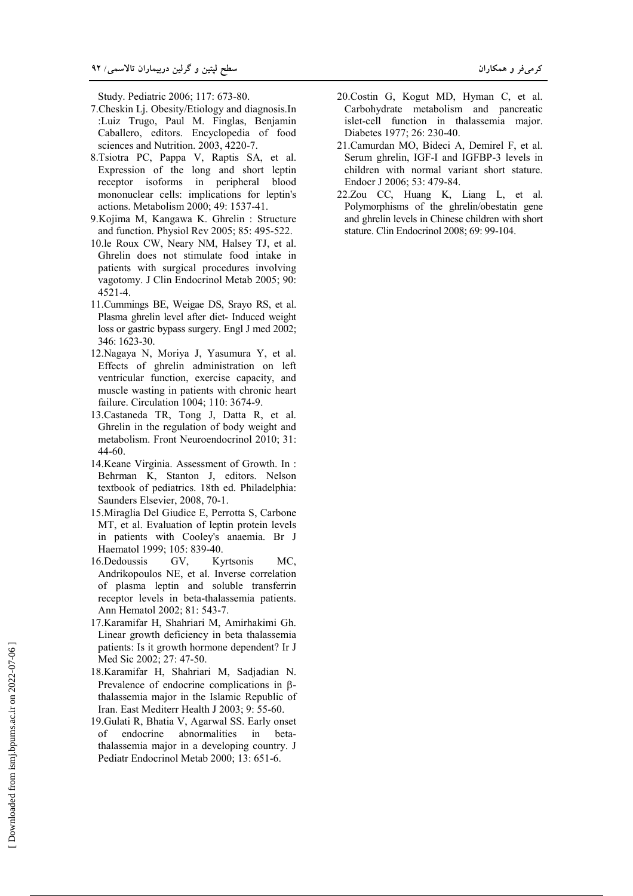Study. Pediatric 2006; 117: 673-80.

7.Cheskin Lj. Obesity/Etiology and diagnosis.In :Luiz Trugo, Paul M. Finglas, Benjamin Caballero, editors. Encyclopedia of food sciences and Nutrition. 2003, 4220-7.

8.Tsiotra PC, Pappa V, Raptis SA, et al. Expression of the long and short leptin receptor isoforms in peripheral blood mononuclear cells: implications for leptin's actions. Metabolism 2000; 49: 1537-41.

9.Kojima M, Kangawa K. Ghrelin : Structure and function. Physiol Rev 2005; 85: 495-522.

10.le Roux CW, Neary NM, Halsey TJ, et al. Ghrelin does not stimulate food intake in patients with surgical procedures involving vagotomy. J Clin Endocrinol Metab 2005; 90: 4521-4.

11.Cummings BE, Weigae DS, Srayo RS, et al. Plasma ghrelin level after diet- Induced weight loss or gastric bypass surgery. Engl J med 2002; 346: 1623-30.

12.Nagaya N, Moriya J, Yasumura Y, et al. Effects of ghrelin administration on left ventricular function, exercise capacity, and muscle wasting in patients with chronic heart failure. Circulation 1004; 110: 3674-9.

13.Castaneda TR, Tong J, Datta R, et al. Ghrelin in the regulation of body weight and metabolism. Front Neuroendocrinol 2010; 31: 44-60.

14.Keane Virginia. Assessment of Growth. In : Behrman K, Stanton J, editors. Nelson textbook of pediatrics. 18th ed. Philadelphia: Saunders Elsevier, 2008, 70-1.

15.Miraglia Del Giudice E, Perrotta S, Carbone MT, et al. Evaluation of leptin protein levels in patients with Cooley's anaemia. Br J Haematol 1999; 105: 839-40.

16.Dedoussis GV, Kyrtsonis MC, Andrikopoulos NE, et al. Inverse correlation of plasma leptin and soluble transferrin receptor levels in beta-thalassemia patients. Ann Hematol 2002; 81: 543-7.

17.Karamifar H, Shahriari M, Amirhakimi Gh. Linear growth deficiency in beta thalassemia patients: Is it growth hormone dependent? Ir J Med Sic 2002; 27: 47-50.

18.Karamifar H, Shahriari M, Sadjadian N. Prevalence of endocrine complications in β-thalassemia major in the Islamic Republic of Iran. East Mediterr Health J 2003; 9: 55-60.

19.Gulati R, Bhatia V, Agarwal SS. Early onset of endocrine abnormalities in beta-thalassemia major in a developing country. J Pediatr Endocrinol Metab 2000; 13: 651-6.

20.Costin G, Kogut MD, Hyman C, et al. Carbohydrate metabolism and pancreatic islet-cell function in thalassemia major. Diabetes 1977; 26: 230-40.

21.Camurdan MO, Bideci A, Demirel F, et al. Serum ghrelin, IGF-I and IGFBP-3 levels in children with normal variant short stature. Endocr J 2006; 53: 479-84.

22.Zou CC, Huang K, Liang L, et al. Polymorphisms of the ghrelin/obestatin gene and ghrelin levels in Chinese children with short stature. Clin Endocrinol 2008; 69: 99-104.